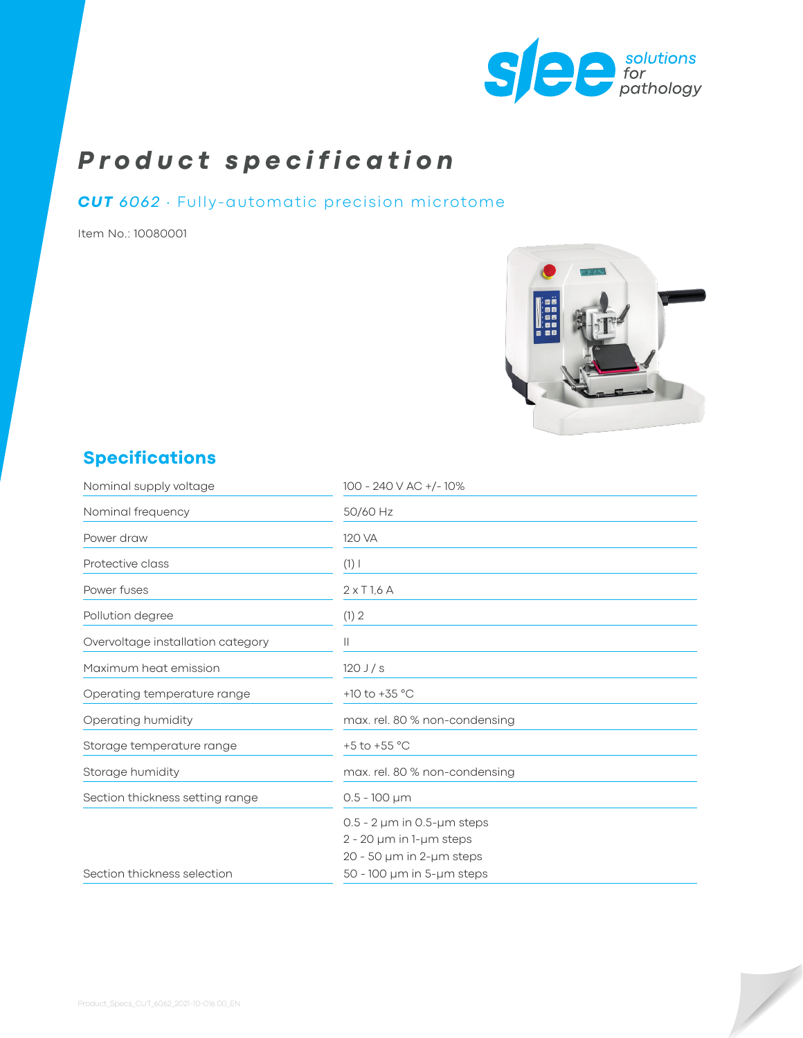# Product specification

## **CUT** *6062* · Fully-automatic precision microtome

Item No.: 10080001

## Specifications

| | |
|---|---|
| Nominal supply voltage | 100 - 240 V AC +/- 10% |
| Nominal frequency | 50/60 Hz |
| Power draw | 120 VA |
| Protective class | (1) I |
| Power fuses | 2 x T 1,6 A |
| Pollution degree | (1) 2 |
| Overvoltage installation category | II |
| Maximum heat emission | 120 J / s |
| Operating temperature range | +10 to +35 °C |
| Operating humidity | max. rel. 80 % non-condensing |
| Storage temperature range | +5 to +55 °C |
| Storage humidity | max. rel. 80 % non-condensing |
| Section thickness setting range | 0.5 - 100 µm |
| Section thickness selection | 0.5 - 2 µm in 0.5-µm steps<br>2 - 20 µm in 1-µm steps<br>20 - 50 µm in 2-µm steps<br>50 - 100 µm in 5-µm steps |

Product_Specs_CUT_6062_2021-10-016.00_EN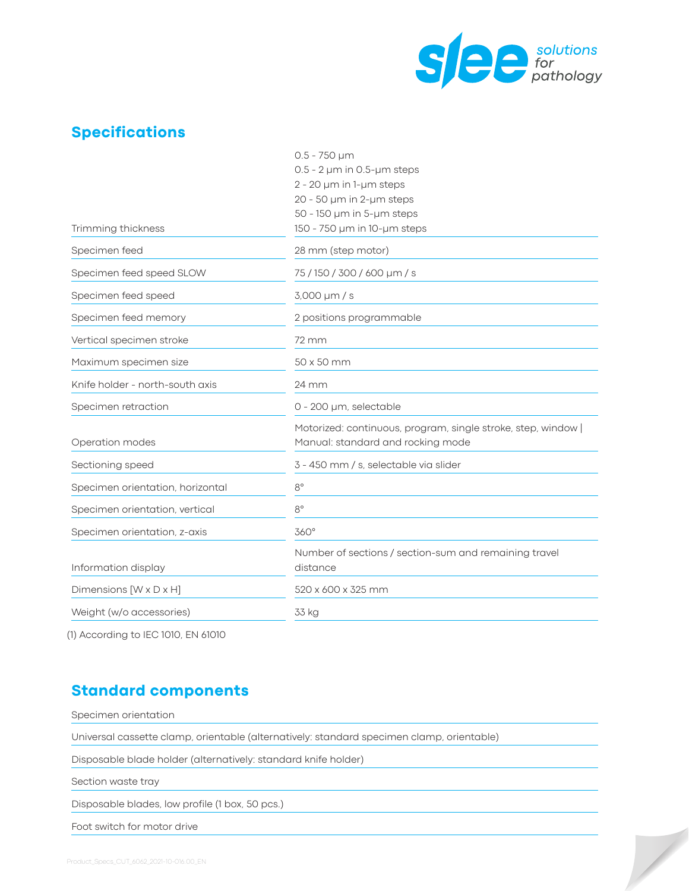## Specifications

| | |
|---|---|
| Trimming thickness | 0.5 - 750 µm<br>0.5 - 2 µm in 0.5-µm steps<br>2 - 20 µm in 1-µm steps<br>20 - 50 µm in 2-µm steps<br>50 - 150 µm in 5-µm steps<br>150 - 750 µm in 10-µm steps |
| Specimen feed | 28 mm (step motor) |
| Specimen feed speed SLOW | 75 / 150 / 300 / 600 µm / s |
| Specimen feed speed | 3,000 µm / s |
| Specimen feed memory | 2 positions programmable |
| Vertical specimen stroke | 72 mm |
| Maximum specimen size | 50 x 50 mm |
| Knife holder - north-south axis | 24 mm |
| Specimen retraction | 0 - 200 µm, selectable |
| Operation modes | Motorized: continuous, program, single stroke, step, window \| Manual: standard and rocking mode |
| Sectioning speed | 3 - 450 mm / s, selectable via slider |
| Specimen orientation, horizontal | 8° |
| Specimen orientation, vertical | 8° |
| Specimen orientation, z-axis | 360° |
| Information display | Number of sections / section-sum and remaining travel distance |
| Dimensions [W x D x H] | 520 x 600 x 325 mm |
| Weight (w/o accessories) | 33 kg |

(1) According to IEC 1010, EN 61010

## Standard components

- Specimen orientation
- Universal cassette clamp, orientable (alternatively: standard specimen clamp, orientable)
- Disposable blade holder (alternatively: standard knife holder)
- Section waste tray
- Disposable blades, low profile (1 box, 50 pcs.)
- Foot switch for motor drive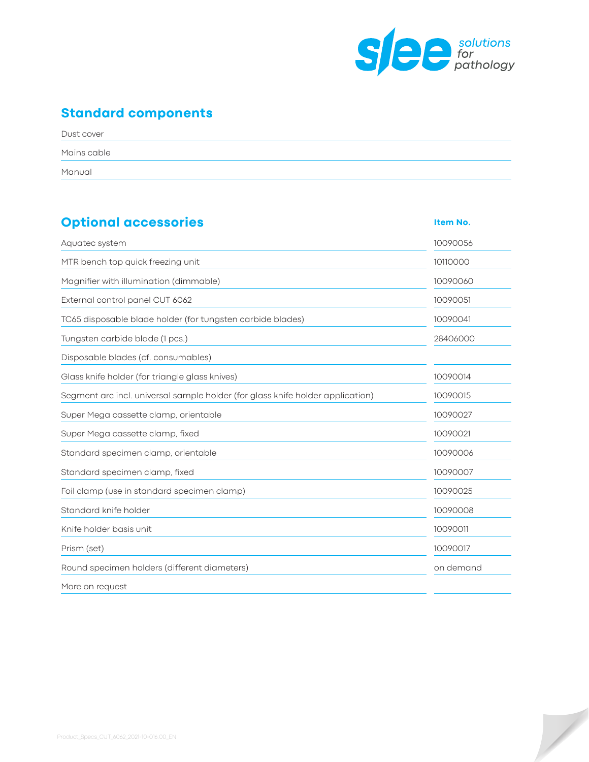## Standard components

- Dust cover
- Mains cable
- Manual

## Optional accessories

| Optional accessories | Item No. |
|---|---|
| Aquatec system | 10090056 |
| MTR bench top quick freezing unit | 10110000 |
| Magnifier with illumination (dimmable) | 10090060 |
| External control panel CUT 6062 | 10090051 |
| TC65 disposable blade holder (for tungsten carbide blades) | 10090041 |
| Tungsten carbide blade (1 pcs.) | 28406000 |
| Disposable blades (cf. consumables) | |
| Glass knife holder (for triangle glass knives) | 10090014 |
| Segment arc incl. universal sample holder (for glass knife holder application) | 10090015 |
| Super Mega cassette clamp, orientable | 10090027 |
| Super Mega cassette clamp, fixed | 10090021 |
| Standard specimen clamp, orientable | 10090006 |
| Standard specimen clamp, fixed | 10090007 |
| Foil clamp (use in standard specimen clamp) | 10090025 |
| Standard knife holder | 10090008 |
| Knife holder basis unit | 10090011 |
| Prism (set) | 10090017 |
| Round specimen holders (different diameters) | on demand |
| More on request | |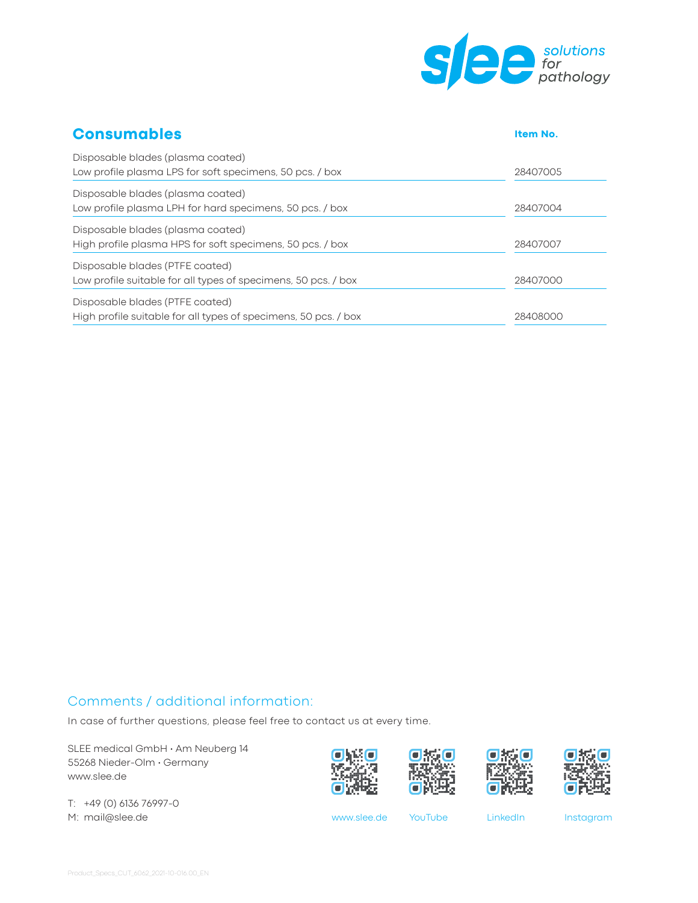## Consumables

| Consumables | Item No. |
| --- | --- |
| Disposable blades (plasma coated)<br>Low profile plasma LPS for soft specimens, 50 pcs. / box | 28407005 |
| Disposable blades (plasma coated)<br>Low profile plasma LPH for hard specimens, 50 pcs. / box | 28407004 |
| Disposable blades (plasma coated)<br>High profile plasma HPS for soft specimens, 50 pcs. / box | 28407007 |
| Disposable blades (PTFE coated)<br>Low profile suitable for all types of specimens, 50 pcs. / box | 28407000 |
| Disposable blades (PTFE coated)<br>High profile suitable for all types of specimens, 50 pcs. / box | 28408000 |

### Comments / additional information:

In case of further questions, please feel free to contact us at every time.

SLEE medical GmbH • Am Neuberg 14
55268 Nieder-Olm • Germany
www.slee.de

T: +49 (0) 6136 76997-0
M: mail@slee.de

www.slee.de YouTube LinkedIn Instagram

Product_Specs_CUT_6062_2021-10-016.00_EN